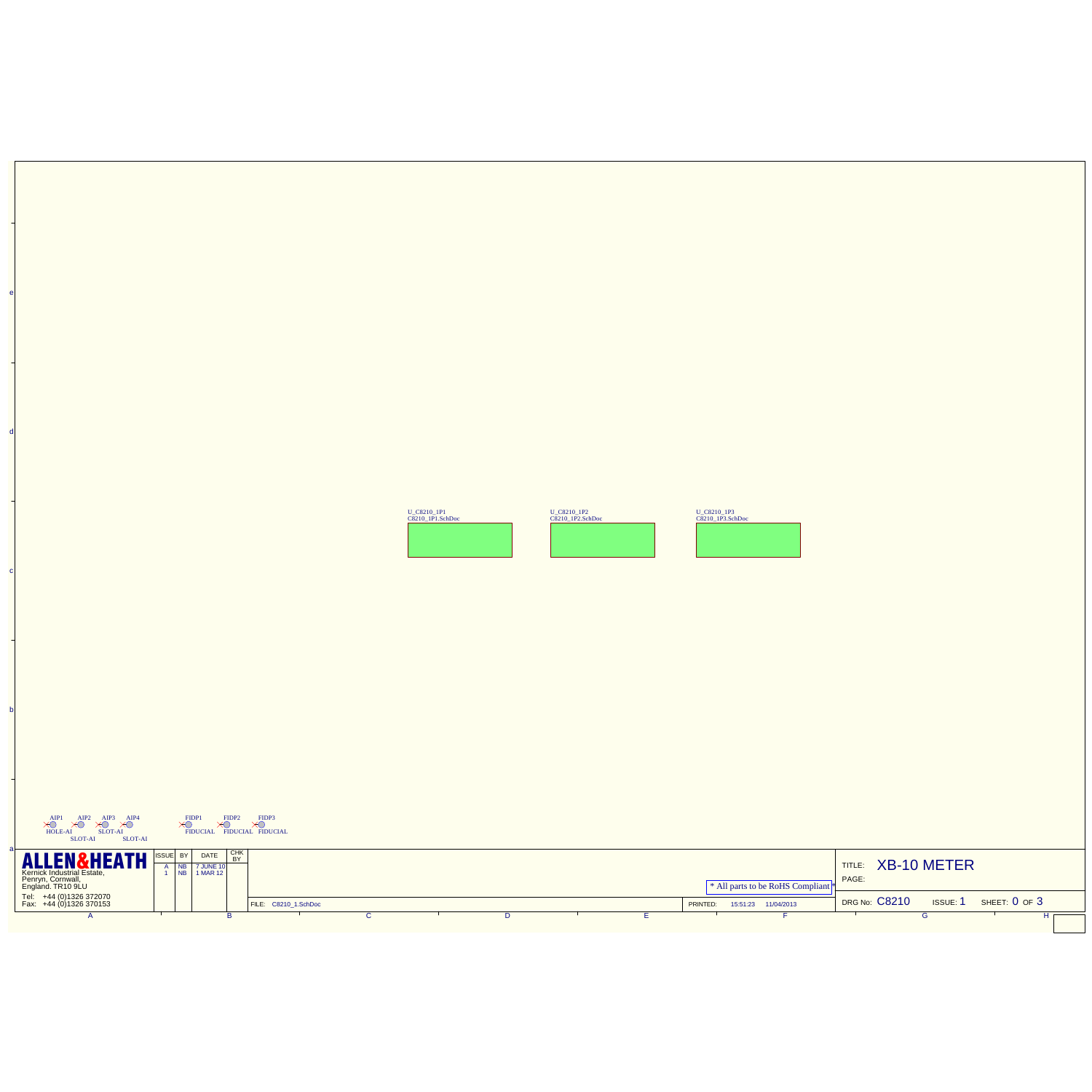U_C8210_1P1
C8210_1P1.SchDoc

U_C8210_1P2
C8210_1P2.SchDoc

U_C8210_1P3
C8210_1P3.SchDoc

AIP1 HOLE-AI
AIP2 SLOT-AI
AIP3 SLOT-AI
AIP4 SLOT-AI

FIDP1 FIDUCIAL
FIDP2 FIDUCIAL
FIDP3 FIDUCIAL

**ALLEN&HEATH**

Kernick Industrial Estate,
Penryn, Cornwall,
England. TR10 9LU

Tel: +44 (0)1326 372070
Fax: +44 (0)1326 370153

| ISSUE | BY | DATE | CHK BY |
| --- | --- | --- | --- |
| A | NB | 7 JUNE 10 | |
| 1 | NB | 1 MAR 12 | |

* All parts to be RoHS Compliant *

FILE: C8210_1.SchDoc

PRINTED: 15:51:23 11/04/2013

TITLE: XB-10 METER

PAGE:

DRG No: C8210 ISSUE: 1 SHEET: 0 OF 3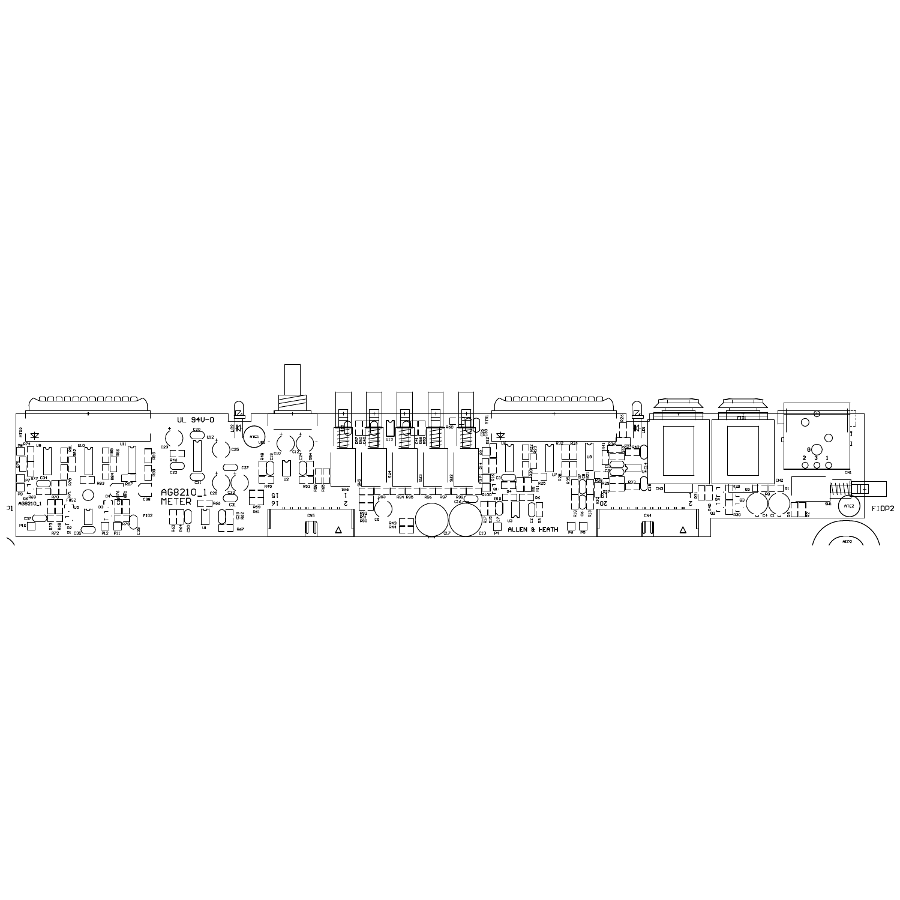UL 94V-0

AG8210_1
METER

ALLEN & HEATH

FIDP2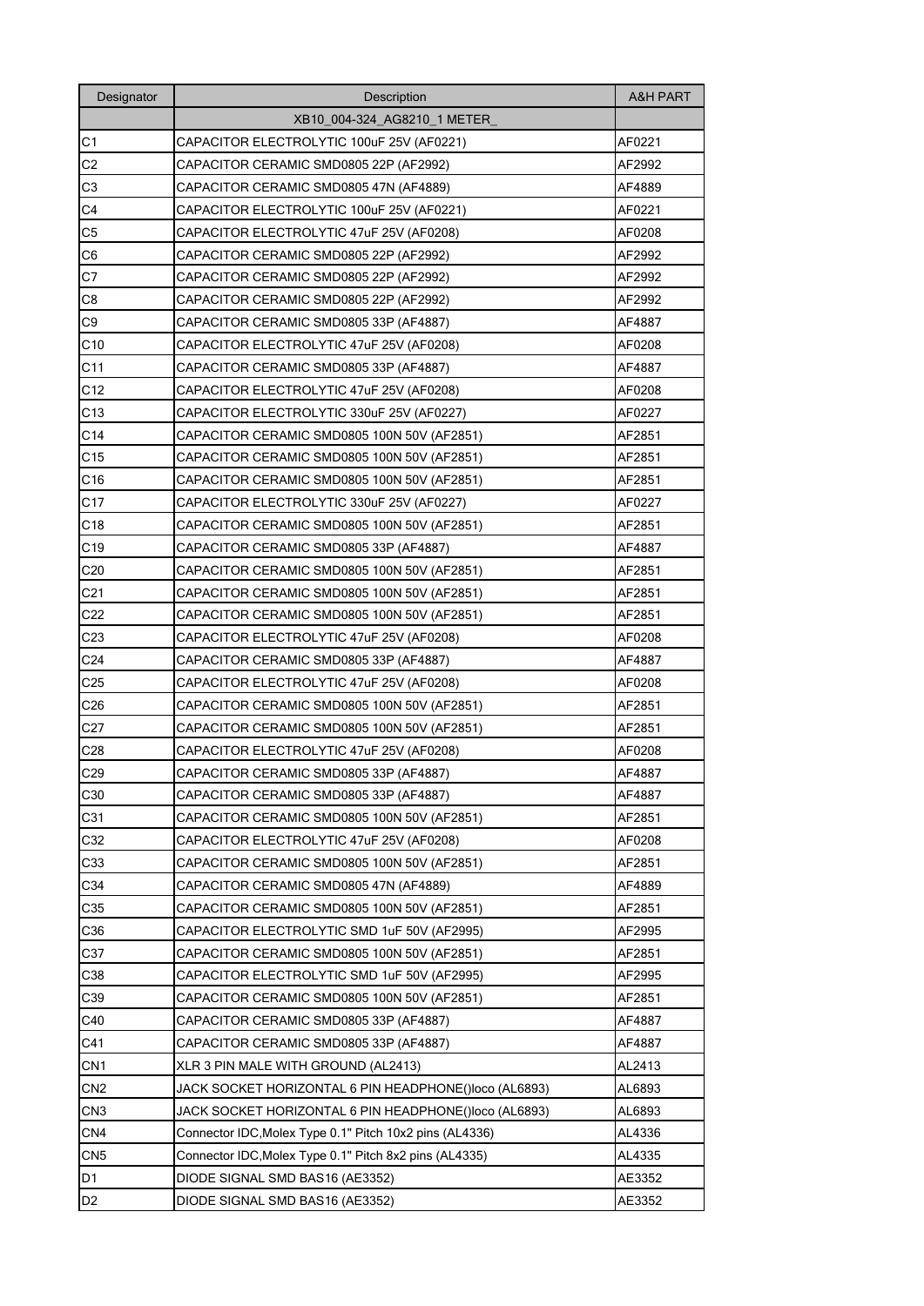| Designator | Description | A&H PART |
| --- | --- | --- |
| | XB10_004-324_AG8210_1 METER_ | |
| C1 | CAPACITOR ELECTROLYTIC 100uF 25V (AF0221) | AF0221 |
| C2 | CAPACITOR CERAMIC SMD0805 22P (AF2992) | AF2992 |
| C3 | CAPACITOR CERAMIC SMD0805 47N (AF4889) | AF4889 |
| C4 | CAPACITOR ELECTROLYTIC 100uF 25V (AF0221) | AF0221 |
| C5 | CAPACITOR ELECTROLYTIC 47uF 25V (AF0208) | AF0208 |
| C6 | CAPACITOR CERAMIC SMD0805 22P (AF2992) | AF2992 |
| C7 | CAPACITOR CERAMIC SMD0805 22P (AF2992) | AF2992 |
| C8 | CAPACITOR CERAMIC SMD0805 22P (AF2992) | AF2992 |
| C9 | CAPACITOR CERAMIC SMD0805 33P (AF4887) | AF4887 |
| C10 | CAPACITOR ELECTROLYTIC 47uF 25V (AF0208) | AF0208 |
| C11 | CAPACITOR CERAMIC SMD0805 33P (AF4887) | AF4887 |
| C12 | CAPACITOR ELECTROLYTIC 47uF 25V (AF0208) | AF0208 |
| C13 | CAPACITOR ELECTROLYTIC 330uF 25V (AF0227) | AF0227 |
| C14 | CAPACITOR CERAMIC SMD0805 100N 50V (AF2851) | AF2851 |
| C15 | CAPACITOR CERAMIC SMD0805 100N 50V (AF2851) | AF2851 |
| C16 | CAPACITOR CERAMIC SMD0805 100N 50V (AF2851) | AF2851 |
| C17 | CAPACITOR ELECTROLYTIC 330uF 25V (AF0227) | AF0227 |
| C18 | CAPACITOR CERAMIC SMD0805 100N 50V (AF2851) | AF2851 |
| C19 | CAPACITOR CERAMIC SMD0805 33P (AF4887) | AF4887 |
| C20 | CAPACITOR CERAMIC SMD0805 100N 50V (AF2851) | AF2851 |
| C21 | CAPACITOR CERAMIC SMD0805 100N 50V (AF2851) | AF2851 |
| C22 | CAPACITOR CERAMIC SMD0805 100N 50V (AF2851) | AF2851 |
| C23 | CAPACITOR ELECTROLYTIC 47uF 25V (AF0208) | AF0208 |
| C24 | CAPACITOR CERAMIC SMD0805 33P (AF4887) | AF4887 |
| C25 | CAPACITOR ELECTROLYTIC 47uF 25V (AF0208) | AF0208 |
| C26 | CAPACITOR CERAMIC SMD0805 100N 50V (AF2851) | AF2851 |
| C27 | CAPACITOR CERAMIC SMD0805 100N 50V (AF2851) | AF2851 |
| C28 | CAPACITOR ELECTROLYTIC 47uF 25V (AF0208) | AF0208 |
| C29 | CAPACITOR CERAMIC SMD0805 33P (AF4887) | AF4887 |
| C30 | CAPACITOR CERAMIC SMD0805 33P (AF4887) | AF4887 |
| C31 | CAPACITOR CERAMIC SMD0805 100N 50V (AF2851) | AF2851 |
| C32 | CAPACITOR ELECTROLYTIC 47uF 25V (AF0208) | AF0208 |
| C33 | CAPACITOR CERAMIC SMD0805 100N 50V (AF2851) | AF2851 |
| C34 | CAPACITOR CERAMIC SMD0805 47N (AF4889) | AF4889 |
| C35 | CAPACITOR CERAMIC SMD0805 100N 50V (AF2851) | AF2851 |
| C36 | CAPACITOR ELECTROLYTIC SMD 1uF 50V (AF2995) | AF2995 |
| C37 | CAPACITOR CERAMIC SMD0805 100N 50V (AF2851) | AF2851 |
| C38 | CAPACITOR ELECTROLYTIC SMD 1uF 50V (AF2995) | AF2995 |
| C39 | CAPACITOR CERAMIC SMD0805 100N 50V (AF2851) | AF2851 |
| C40 | CAPACITOR CERAMIC SMD0805 33P (AF4887) | AF4887 |
| C41 | CAPACITOR CERAMIC SMD0805 33P (AF4887) | AF4887 |
| CN1 | XLR 3 PIN MALE WITH GROUND (AL2413) | AL2413 |
| CN2 | JACK SOCKET HORIZONTAL 6 PIN HEADPHONE()loco (AL6893) | AL6893 |
| CN3 | JACK SOCKET HORIZONTAL 6 PIN HEADPHONE()loco (AL6893) | AL6893 |
| CN4 | Connector IDC,Molex Type 0.1" Pitch 10x2 pins (AL4336) | AL4336 |
| CN5 | Connector IDC,Molex Type 0.1" Pitch 8x2 pins (AL4335) | AL4335 |
| D1 | DIODE SIGNAL SMD BAS16 (AE3352) | AE3352 |
| D2 | DIODE SIGNAL SMD BAS16 (AE3352) | AE3352 |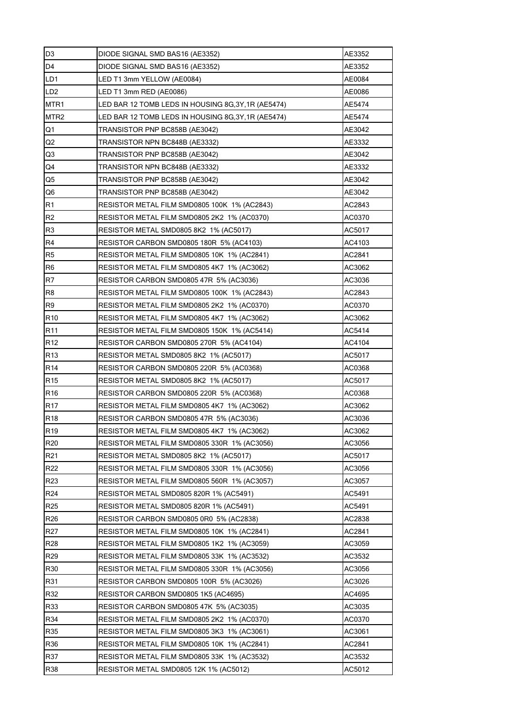| D3 | DIODE SIGNAL SMD BAS16 (AE3352) | AE3352 |
|---|---|---|
| D4 | DIODE SIGNAL SMD BAS16 (AE3352) | AE3352 |
| LD1 | LED T1 3mm YELLOW (AE0084) | AE0084 |
| LD2 | LED T1 3mm RED (AE0086) | AE0086 |
| MTR1 | LED BAR 12 TOMB LEDS IN HOUSING 8G,3Y,1R (AE5474) | AE5474 |
| MTR2 | LED BAR 12 TOMB LEDS IN HOUSING 8G,3Y,1R (AE5474) | AE5474 |
| Q1 | TRANSISTOR PNP BC858B (AE3042) | AE3042 |
| Q2 | TRANSISTOR NPN BC848B (AE3332) | AE3332 |
| Q3 | TRANSISTOR PNP BC858B (AE3042) | AE3042 |
| Q4 | TRANSISTOR NPN BC848B (AE3332) | AE3332 |
| Q5 | TRANSISTOR PNP BC858B (AE3042) | AE3042 |
| Q6 | TRANSISTOR PNP BC858B (AE3042) | AE3042 |
| R1 | RESISTOR METAL FILM SMD0805 100K 1% (AC2843) | AC2843 |
| R2 | RESISTOR METAL FILM SMD0805 2K2 1% (AC0370) | AC0370 |
| R3 | RESISTOR METAL SMD0805 8K2 1% (AC5017) | AC5017 |
| R4 | RESISTOR CARBON SMD0805 180R 5% (AC4103) | AC4103 |
| R5 | RESISTOR METAL FILM SMD0805 10K 1% (AC2841) | AC2841 |
| R6 | RESISTOR METAL FILM SMD0805 4K7 1% (AC3062) | AC3062 |
| R7 | RESISTOR CARBON SMD0805 47R 5% (AC3036) | AC3036 |
| R8 | RESISTOR METAL FILM SMD0805 100K 1% (AC2843) | AC2843 |
| R9 | RESISTOR METAL FILM SMD0805 2K2 1% (AC0370) | AC0370 |
| R10 | RESISTOR METAL FILM SMD0805 4K7 1% (AC3062) | AC3062 |
| R11 | RESISTOR METAL FILM SMD0805 150K 1% (AC5414) | AC5414 |
| R12 | RESISTOR CARBON SMD0805 270R 5% (AC4104) | AC4104 |
| R13 | RESISTOR METAL SMD0805 8K2 1% (AC5017) | AC5017 |
| R14 | RESISTOR CARBON SMD0805 220R 5% (AC0368) | AC0368 |
| R15 | RESISTOR METAL SMD0805 8K2 1% (AC5017) | AC5017 |
| R16 | RESISTOR CARBON SMD0805 220R 5% (AC0368) | AC0368 |
| R17 | RESISTOR METAL FILM SMD0805 4K7 1% (AC3062) | AC3062 |
| R18 | RESISTOR CARBON SMD0805 47R 5% (AC3036) | AC3036 |
| R19 | RESISTOR METAL FILM SMD0805 4K7 1% (AC3062) | AC3062 |
| R20 | RESISTOR METAL FILM SMD0805 330R 1% (AC3056) | AC3056 |
| R21 | RESISTOR METAL SMD0805 8K2 1% (AC5017) | AC5017 |
| R22 | RESISTOR METAL FILM SMD0805 330R 1% (AC3056) | AC3056 |
| R23 | RESISTOR METAL FILM SMD0805 560R 1% (AC3057) | AC3057 |
| R24 | RESISTOR METAL SMD0805 820R 1% (AC5491) | AC5491 |
| R25 | RESISTOR METAL SMD0805 820R 1% (AC5491) | AC5491 |
| R26 | RESISTOR CARBON SMD0805 0R0 5% (AC2838) | AC2838 |
| R27 | RESISTOR METAL FILM SMD0805 10K 1% (AC2841) | AC2841 |
| R28 | RESISTOR METAL FILM SMD0805 1K2 1% (AC3059) | AC3059 |
| R29 | RESISTOR METAL FILM SMD0805 33K 1% (AC3532) | AC3532 |
| R30 | RESISTOR METAL FILM SMD0805 330R 1% (AC3056) | AC3056 |
| R31 | RESISTOR CARBON SMD0805 100R 5% (AC3026) | AC3026 |
| R32 | RESISTOR CARBON SMD0805 1K5 (AC4695) | AC4695 |
| R33 | RESISTOR CARBON SMD0805 47K 5% (AC3035) | AC3035 |
| R34 | RESISTOR METAL FILM SMD0805 2K2 1% (AC0370) | AC0370 |
| R35 | RESISTOR METAL FILM SMD0805 3K3 1% (AC3061) | AC3061 |
| R36 | RESISTOR METAL FILM SMD0805 10K 1% (AC2841) | AC2841 |
| R37 | RESISTOR METAL FILM SMD0805 33K 1% (AC3532) | AC3532 |
| R38 | RESISTOR METAL SMD0805 12K 1% (AC5012) | AC5012 |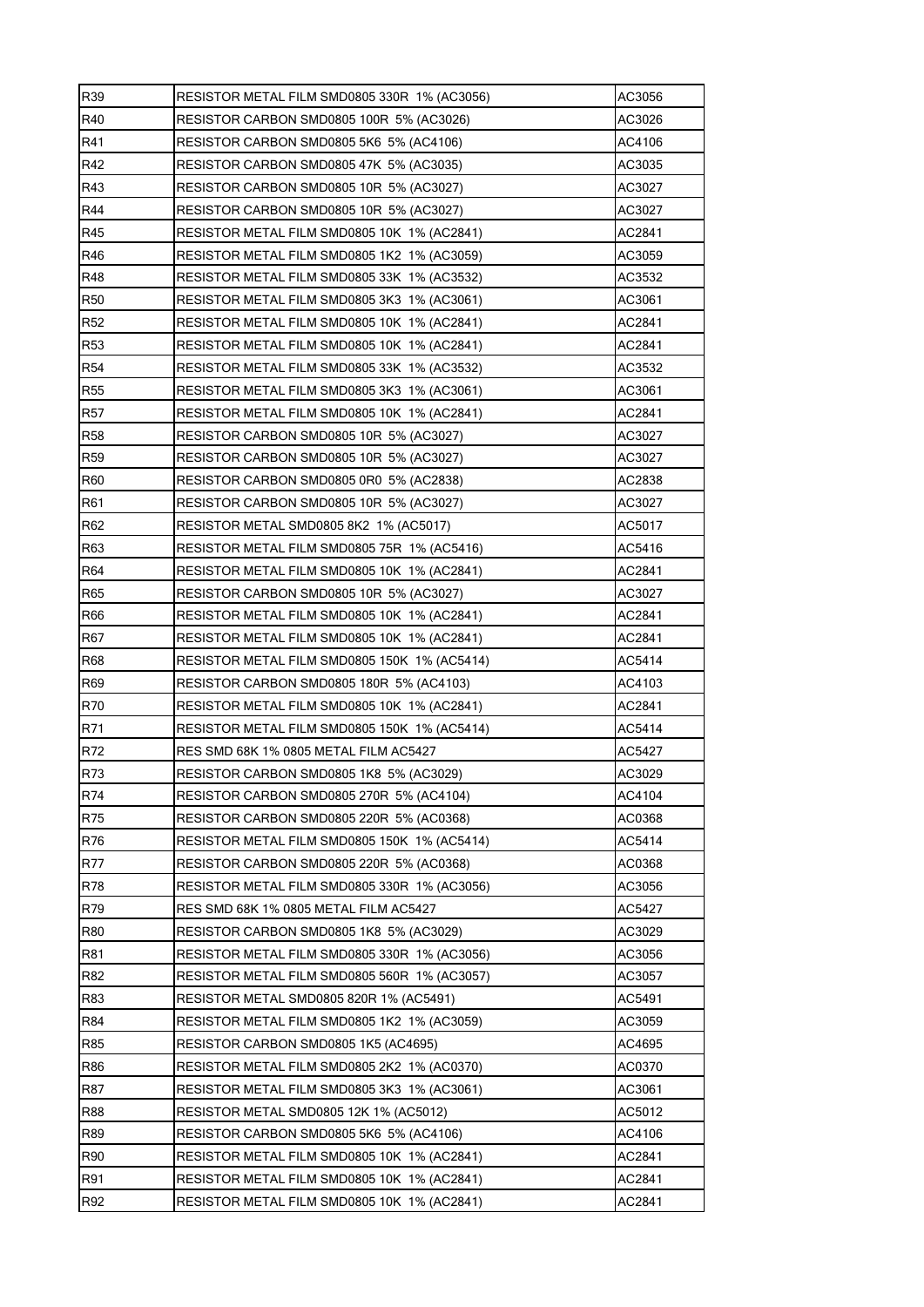| R39 | RESISTOR METAL FILM SMD0805 330R 1% (AC3056) | AC3056 |
|---|---|---|
| R40 | RESISTOR CARBON SMD0805 100R 5% (AC3026) | AC3026 |
| R41 | RESISTOR CARBON SMD0805 5K6 5% (AC4106) | AC4106 |
| R42 | RESISTOR CARBON SMD0805 47K 5% (AC3035) | AC3035 |
| R43 | RESISTOR CARBON SMD0805 10R 5% (AC3027) | AC3027 |
| R44 | RESISTOR CARBON SMD0805 10R 5% (AC3027) | AC3027 |
| R45 | RESISTOR METAL FILM SMD0805 10K 1% (AC2841) | AC2841 |
| R46 | RESISTOR METAL FILM SMD0805 1K2 1% (AC3059) | AC3059 |
| R48 | RESISTOR METAL FILM SMD0805 33K 1% (AC3532) | AC3532 |
| R50 | RESISTOR METAL FILM SMD0805 3K3 1% (AC3061) | AC3061 |
| R52 | RESISTOR METAL FILM SMD0805 10K 1% (AC2841) | AC2841 |
| R53 | RESISTOR METAL FILM SMD0805 10K 1% (AC2841) | AC2841 |
| R54 | RESISTOR METAL FILM SMD0805 33K 1% (AC3532) | AC3532 |
| R55 | RESISTOR METAL FILM SMD0805 3K3 1% (AC3061) | AC3061 |
| R57 | RESISTOR METAL FILM SMD0805 10K 1% (AC2841) | AC2841 |
| R58 | RESISTOR CARBON SMD0805 10R 5% (AC3027) | AC3027 |
| R59 | RESISTOR CARBON SMD0805 10R 5% (AC3027) | AC3027 |
| R60 | RESISTOR CARBON SMD0805 0R0 5% (AC2838) | AC2838 |
| R61 | RESISTOR CARBON SMD0805 10R 5% (AC3027) | AC3027 |
| R62 | RESISTOR METAL SMD0805 8K2 1% (AC5017) | AC5017 |
| R63 | RESISTOR METAL FILM SMD0805 75R 1% (AC5416) | AC5416 |
| R64 | RESISTOR METAL FILM SMD0805 10K 1% (AC2841) | AC2841 |
| R65 | RESISTOR CARBON SMD0805 10R 5% (AC3027) | AC3027 |
| R66 | RESISTOR METAL FILM SMD0805 10K 1% (AC2841) | AC2841 |
| R67 | RESISTOR METAL FILM SMD0805 10K 1% (AC2841) | AC2841 |
| R68 | RESISTOR METAL FILM SMD0805 150K 1% (AC5414) | AC5414 |
| R69 | RESISTOR CARBON SMD0805 180R 5% (AC4103) | AC4103 |
| R70 | RESISTOR METAL FILM SMD0805 10K 1% (AC2841) | AC2841 |
| R71 | RESISTOR METAL FILM SMD0805 150K 1% (AC5414) | AC5414 |
| R72 | RES SMD 68K 1% 0805 METAL FILM AC5427 | AC5427 |
| R73 | RESISTOR CARBON SMD0805 1K8 5% (AC3029) | AC3029 |
| R74 | RESISTOR CARBON SMD0805 270R 5% (AC4104) | AC4104 |
| R75 | RESISTOR CARBON SMD0805 220R 5% (AC0368) | AC0368 |
| R76 | RESISTOR METAL FILM SMD0805 150K 1% (AC5414) | AC5414 |
| R77 | RESISTOR CARBON SMD0805 220R 5% (AC0368) | AC0368 |
| R78 | RESISTOR METAL FILM SMD0805 330R 1% (AC3056) | AC3056 |
| R79 | RES SMD 68K 1% 0805 METAL FILM AC5427 | AC5427 |
| R80 | RESISTOR CARBON SMD0805 1K8 5% (AC3029) | AC3029 |
| R81 | RESISTOR METAL FILM SMD0805 330R 1% (AC3056) | AC3056 |
| R82 | RESISTOR METAL FILM SMD0805 560R 1% (AC3057) | AC3057 |
| R83 | RESISTOR METAL SMD0805 820R 1% (AC5491) | AC5491 |
| R84 | RESISTOR METAL FILM SMD0805 1K2 1% (AC3059) | AC3059 |
| R85 | RESISTOR CARBON SMD0805 1K5 (AC4695) | AC4695 |
| R86 | RESISTOR METAL FILM SMD0805 2K2 1% (AC0370) | AC0370 |
| R87 | RESISTOR METAL FILM SMD0805 3K3 1% (AC3061) | AC3061 |
| R88 | RESISTOR METAL SMD0805 12K 1% (AC5012) | AC5012 |
| R89 | RESISTOR CARBON SMD0805 5K6 5% (AC4106) | AC4106 |
| R90 | RESISTOR METAL FILM SMD0805 10K 1% (AC2841) | AC2841 |
| R91 | RESISTOR METAL FILM SMD0805 10K 1% (AC2841) | AC2841 |
| R92 | RESISTOR METAL FILM SMD0805 10K 1% (AC2841) | AC2841 |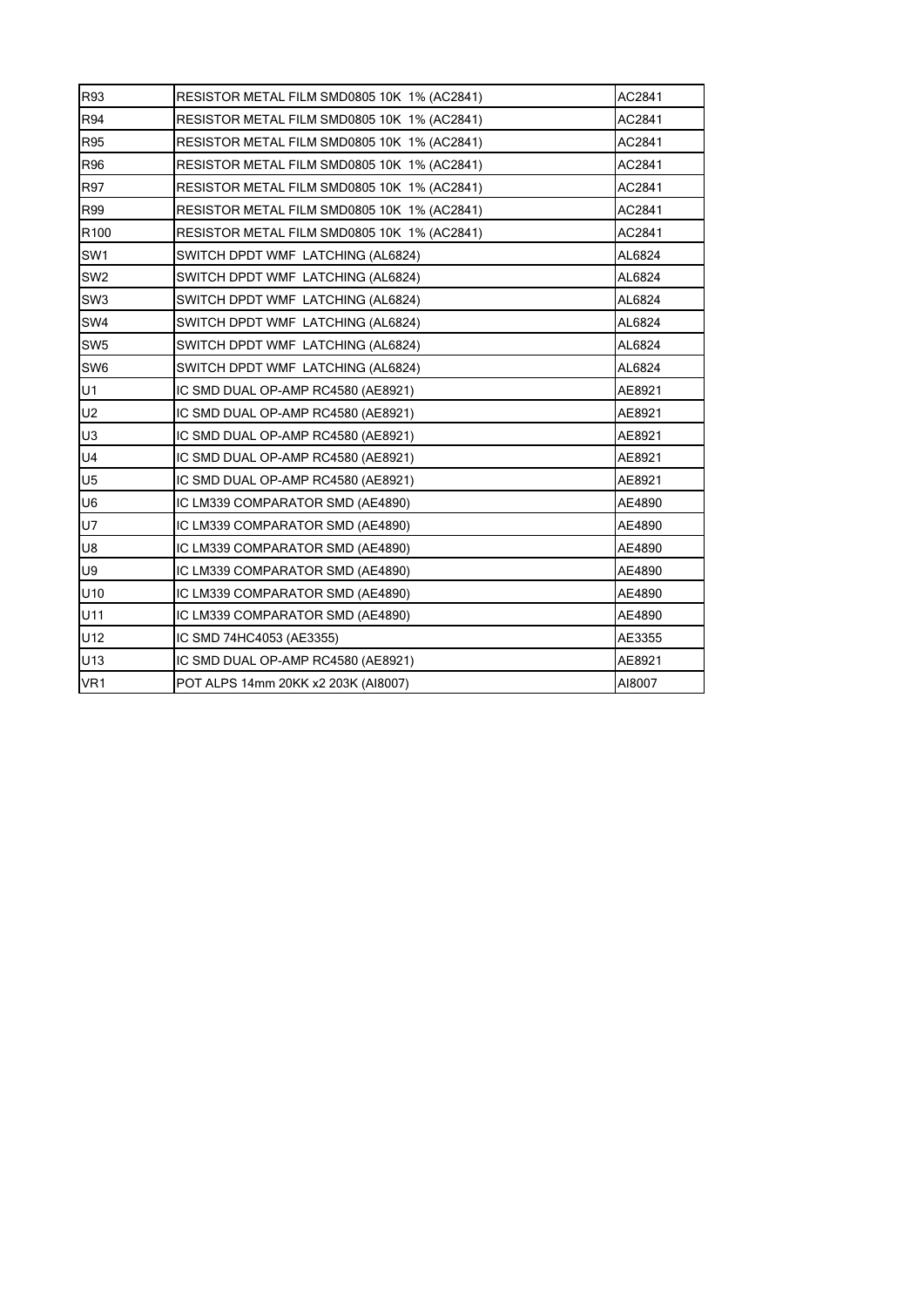| | | |
|---|---|---|
| R93 | RESISTOR METAL FILM SMD0805 10K 1% (AC2841) | AC2841 |
| R94 | RESISTOR METAL FILM SMD0805 10K 1% (AC2841) | AC2841 |
| R95 | RESISTOR METAL FILM SMD0805 10K 1% (AC2841) | AC2841 |
| R96 | RESISTOR METAL FILM SMD0805 10K 1% (AC2841) | AC2841 |
| R97 | RESISTOR METAL FILM SMD0805 10K 1% (AC2841) | AC2841 |
| R99 | RESISTOR METAL FILM SMD0805 10K 1% (AC2841) | AC2841 |
| R100 | RESISTOR METAL FILM SMD0805 10K 1% (AC2841) | AC2841 |
| SW1 | SWITCH DPDT WMF LATCHING (AL6824) | AL6824 |
| SW2 | SWITCH DPDT WMF LATCHING (AL6824) | AL6824 |
| SW3 | SWITCH DPDT WMF LATCHING (AL6824) | AL6824 |
| SW4 | SWITCH DPDT WMF LATCHING (AL6824) | AL6824 |
| SW5 | SWITCH DPDT WMF LATCHING (AL6824) | AL6824 |
| SW6 | SWITCH DPDT WMF LATCHING (AL6824) | AL6824 |
| U1 | IC SMD DUAL OP-AMP RC4580 (AE8921) | AE8921 |
| U2 | IC SMD DUAL OP-AMP RC4580 (AE8921) | AE8921 |
| U3 | IC SMD DUAL OP-AMP RC4580 (AE8921) | AE8921 |
| U4 | IC SMD DUAL OP-AMP RC4580 (AE8921) | AE8921 |
| U5 | IC SMD DUAL OP-AMP RC4580 (AE8921) | AE8921 |
| U6 | IC LM339 COMPARATOR SMD (AE4890) | AE4890 |
| U7 | IC LM339 COMPARATOR SMD (AE4890) | AE4890 |
| U8 | IC LM339 COMPARATOR SMD (AE4890) | AE4890 |
| U9 | IC LM339 COMPARATOR SMD (AE4890) | AE4890 |
| U10 | IC LM339 COMPARATOR SMD (AE4890) | AE4890 |
| U11 | IC LM339 COMPARATOR SMD (AE4890) | AE4890 |
| U12 | IC SMD 74HC4053 (AE3355) | AE3355 |
| U13 | IC SMD DUAL OP-AMP RC4580 (AE8921) | AE8921 |
| VR1 | POT ALPS 14mm 20KK x2 203K (AI8007) | AI8007 |